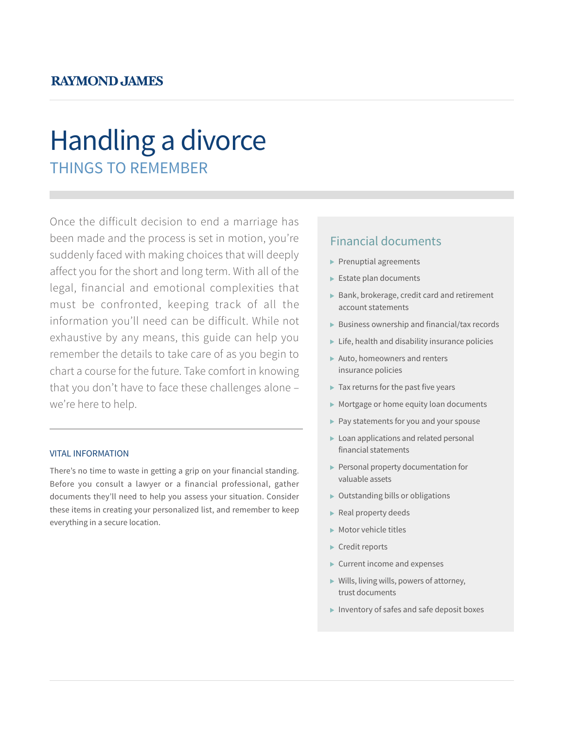**RAYMOND JAMES**

# Handling a divorce

## THINGS TO REMEMBER

Once the difficult decision to end a marriage has been made and the process is set in motion, you're suddenly faced with making choices that will deeply affect you for the short and long term. With all of the legal, financial and emotional complexities that must be confronted, keeping track of all the information you'll need can be difficult. While not exhaustive by any means, this guide can help you remember the details to take care of as you begin to chart a course for the future. Take comfort in knowing that you don't have to face these challenges alone – we're here to help.

### VITAL INFORMATION

There's no time to waste in getting a grip on your financial standing. Before you consult a lawyer or a financial professional, gather documents they'll need to help you assess your situation. Consider these items in creating your personalized list, and remember to keep everything in a secure location.

### Financial documents

- Prenuptial agreements
- Estate plan documents
- Bank, brokerage, credit card and retirement account statements
- Business ownership and financial/tax records
- Life, health and disability insurance policies
- Auto, homeowners and renters insurance policies
- Tax returns for the past five years
- Mortgage or home equity loan documents
- Pay statements for you and your spouse
- Loan applications and related personal financial statements
- Personal property documentation for valuable assets
- Outstanding bills or obligations
- Real property deeds
- Motor vehicle titles
- Credit reports
- Current income and expenses
- Wills, living wills, powers of attorney, trust documents
- Inventory of safes and safe deposit boxes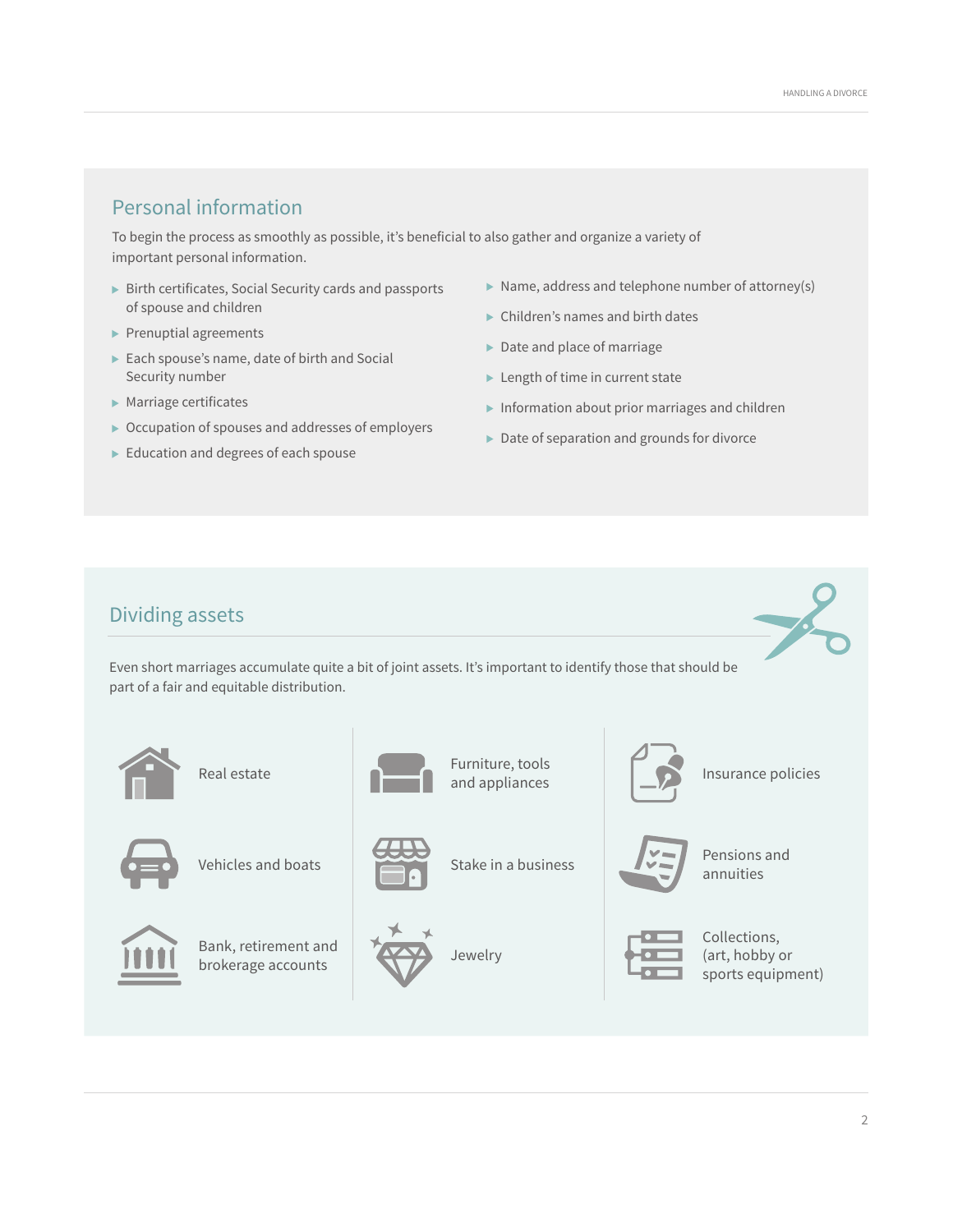## Personal information

To begin the process as smoothly as possible, it's beneficial to also gather and organize a variety of important personal information.

- Birth certificates, Social Security cards and passports of spouse and children
- Prenuptial agreements
- Each spouse's name, date of birth and Social Security number
- Marriage certificates
- Occupation of spouses and addresses of employers
- Education and degrees of each spouse
- Name, address and telephone number of attorney(s)
- Children's names and birth dates
- Date and place of marriage
- Length of time in current state
- Information about prior marriages and children
- Date of separation and grounds for divorce

## Dividing assets

Even short marriages accumulate quite a bit of joint assets. It's important to identify those that should be part of a fair and equitable distribution.

- Real estate
- Vehicles and boats
- Bank, retirement and brokerage accounts
- Furniture, tools and appliances
- Stake in a business
- Jewelry
- Insurance policies
- Pensions and annuities
- Collections, (art, hobby or sports equipment)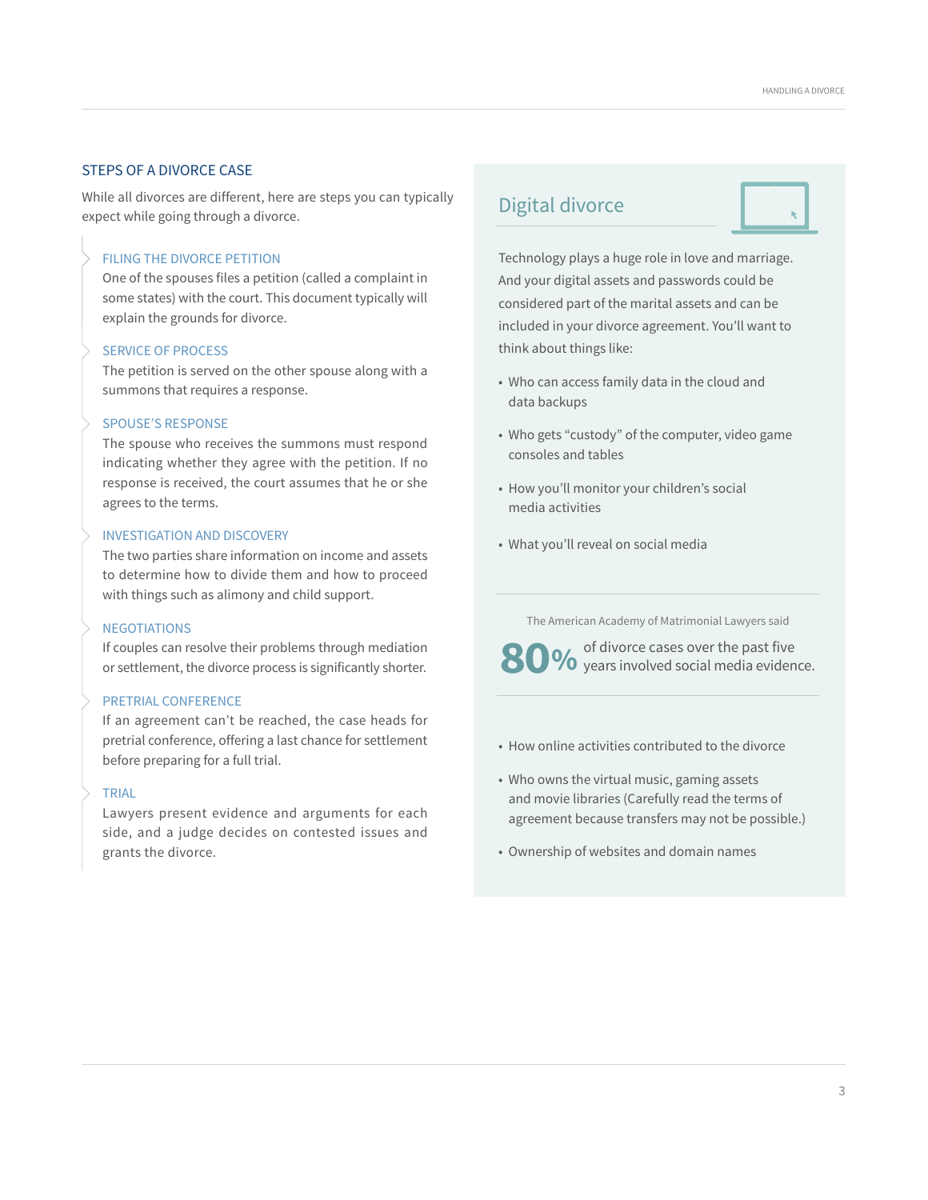## STEPS OF A DIVORCE CASE

While all divorces are different, here are steps you can typically expect while going through a divorce.

### FILING THE DIVORCE PETITION

One of the spouses files a petition (called a complaint in some states) with the court. This document typically will explain the grounds for divorce.

### SERVICE OF PROCESS

The petition is served on the other spouse along with a summons that requires a response.

### SPOUSE'S RESPONSE

The spouse who receives the summons must respond indicating whether they agree with the petition. If no response is received, the court assumes that he or she agrees to the terms.

### INVESTIGATION AND DISCOVERY

The two parties share information on income and assets to determine how to divide them and how to proceed with things such as alimony and child support.

### NEGOTIATIONS

If couples can resolve their problems through mediation or settlement, the divorce process is significantly shorter.

### PRETRIAL CONFERENCE

If an agreement can't be reached, the case heads for pretrial conference, offering a last chance for settlement before preparing for a full trial.

### TRIAL

Lawyers present evidence and arguments for each side, and a judge decides on contested issues and grants the divorce.

## Digital divorce

Technology plays a huge role in love and marriage. And your digital assets and passwords could be considered part of the marital assets and can be included in your divorce agreement. You'll want to think about things like:

- Who can access family data in the cloud and data backups
- Who gets "custody" of the computer, video game consoles and tables
- How you'll monitor your children's social media activities
- What you'll reveal on social media

The American Academy of Matrimonial Lawyers said

**80%** of divorce cases over the past five years involved social media evidence.

- How online activities contributed to the divorce
- Who owns the virtual music, gaming assets and movie libraries (Carefully read the terms of agreement because transfers may not be possible.)
- Ownership of websites and domain names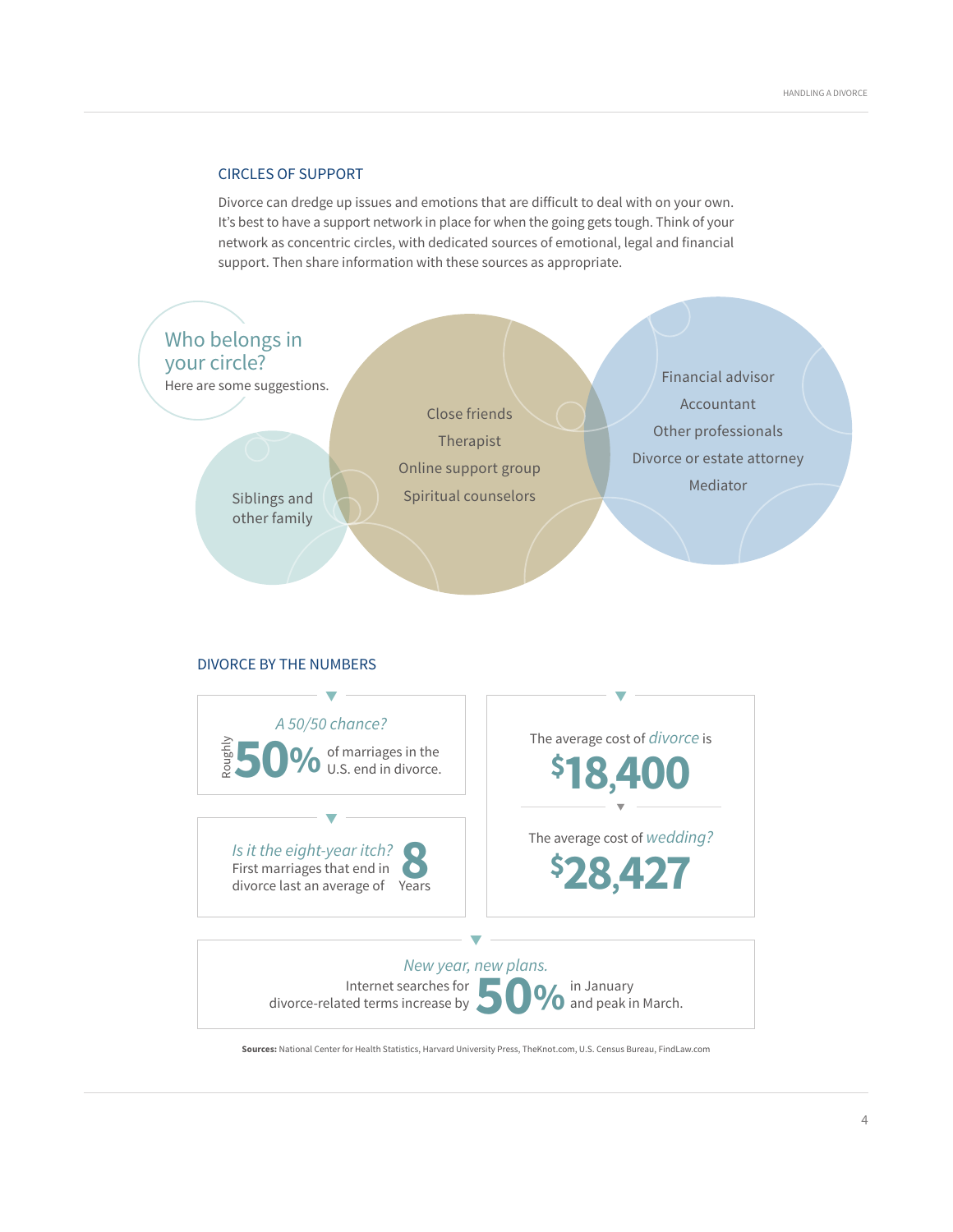## CIRCLES OF SUPPORT

Divorce can dredge up issues and emotions that are difficult to deal with on your own. It's best to have a support network in place for when the going gets tough. Think of your network as concentric circles, with dedicated sources of emotional, legal and financial support. Then share information with these sources as appropriate.

### Who belongs in your circle?

Here are some suggestions.

- Siblings and other family
- Close friends
- Therapist
- Online support group
- Spiritual counselors
- Financial advisor
- Accountant
- Other professionals
- Divorce or estate attorney
- Mediator

## DIVORCE BY THE NUMBERS

*A 50/50 chance?*

Roughly **50%** of marriages in the U.S. end in divorce.

*Is it the eight-year itch?*

First marriages that end in divorce last an average of **8** Years

The average cost of *divorce* is **$18,400**

The average cost of *wedding?* **$28,427**

*New year, new plans.*

Internet searches for divorce-related terms increase by **50%** in January and peak in March.

**Sources:** National Center for Health Statistics, Harvard University Press, TheKnot.com, U.S. Census Bureau, FindLaw.com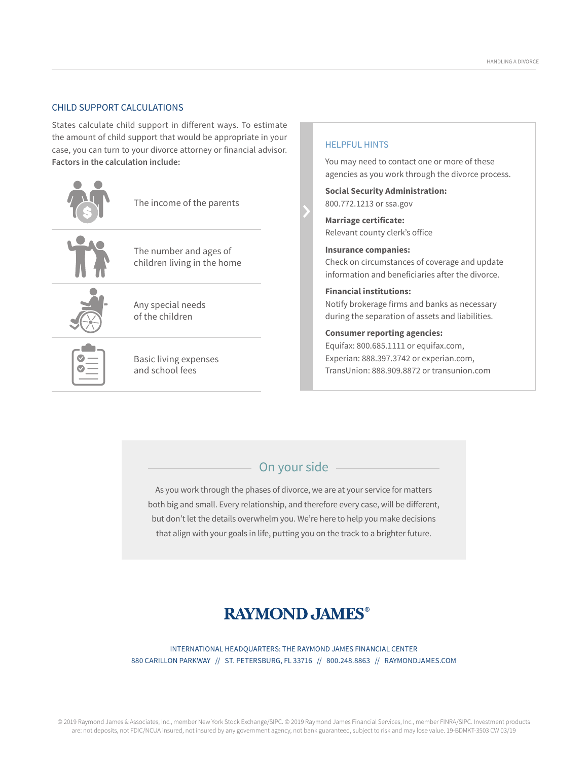## CHILD SUPPORT CALCULATIONS

States calculate child support in different ways. To estimate the amount of child support that would be appropriate in your case, you can turn to your divorce attorney or financial advisor. **Factors in the calculation include:**

- The income of the parents
- The number and ages of children living in the home
- Any special needs of the children
- Basic living expenses and school fees

### HELPFUL HINTS

You may need to contact one or more of these agencies as you work through the divorce process.

**Social Security Administration:**
800.772.1213 or ssa.gov

**Marriage certificate:**
Relevant county clerk's office

**Insurance companies:**
Check on circumstances of coverage and update information and beneficiaries after the divorce.

**Financial institutions:**
Notify brokerage firms and banks as necessary during the separation of assets and liabilities.

**Consumer reporting agencies:**
Equifax: 800.685.1111 or equifax.com,
Experian: 888.397.3742 or experian.com,
TransUnion: 888.909.8872 or transunion.com

## On your side

As you work through the phases of divorce, we are at your service for matters both big and small. Every relationship, and therefore every case, will be different, but don't let the details overwhelm you. We're here to help you make decisions that align with your goals in life, putting you on the track to a brighter future.

**RAYMOND JAMES®**

INTERNATIONAL HEADQUARTERS: THE RAYMOND JAMES FINANCIAL CENTER
880 CARILLON PARKWAY // ST. PETERSBURG, FL 33716 // 800.248.8863 // RAYMONDJAMES.COM

© 2019 Raymond James & Associates, Inc., member New York Stock Exchange/SIPC. © 2019 Raymond James Financial Services, Inc., member FINRA/SIPC. Investment products are: not deposits, not FDIC/NCUA insured, not insured by any government agency, not bank guaranteed, subject to risk and may lose value. 19-BDMKT-3503 CW 03/19